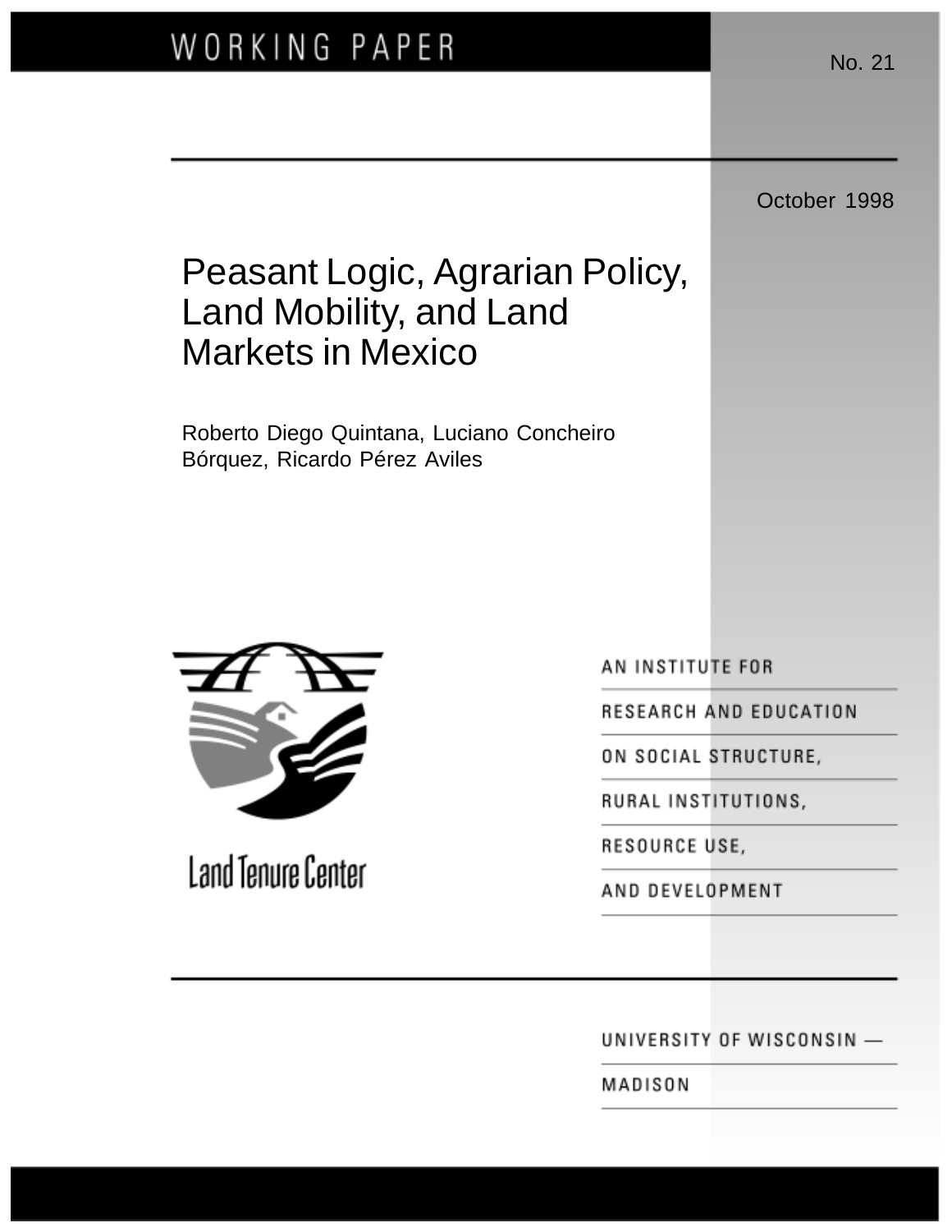WORKING PAPER

No. 21

October 1998

# Peasant Logic, Agrarian Policy, Land Mobility, and Land Markets in Mexico

Roberto Diego Quintana, Luciano Concheiro Bórquez, Ricardo Pérez Aviles

Land Tenure Center

AN INSTITUTE FOR RESEARCH AND EDUCATION ON SOCIAL STRUCTURE, RURAL INSTITUTIONS, RESOURCE USE, AND DEVELOPMENT

UNIVERSITY OF WISCONSIN — MADISON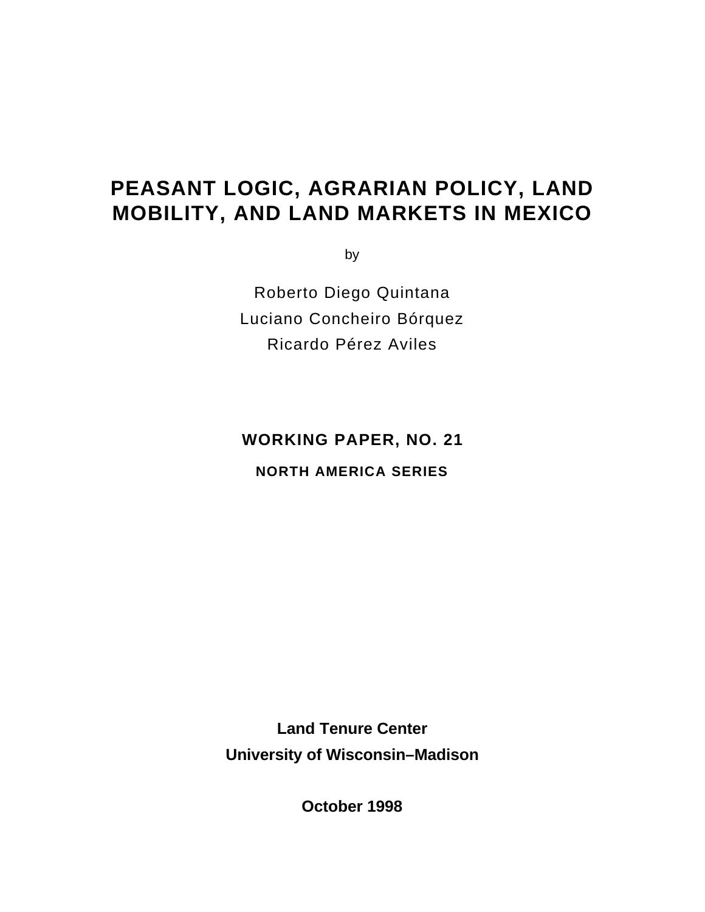# PEASANT LOGIC, AGRARIAN POLICY, LAND MOBILITY, AND LAND MARKETS IN MEXICO

by

Roberto Diego Quintana

Luciano Concheiro Bórquez

Ricardo Pérez Aviles

**WORKING PAPER, NO. 21**

**NORTH AMERICA SERIES**

**Land Tenure Center**

**University of Wisconsin–Madison**

**October 1998**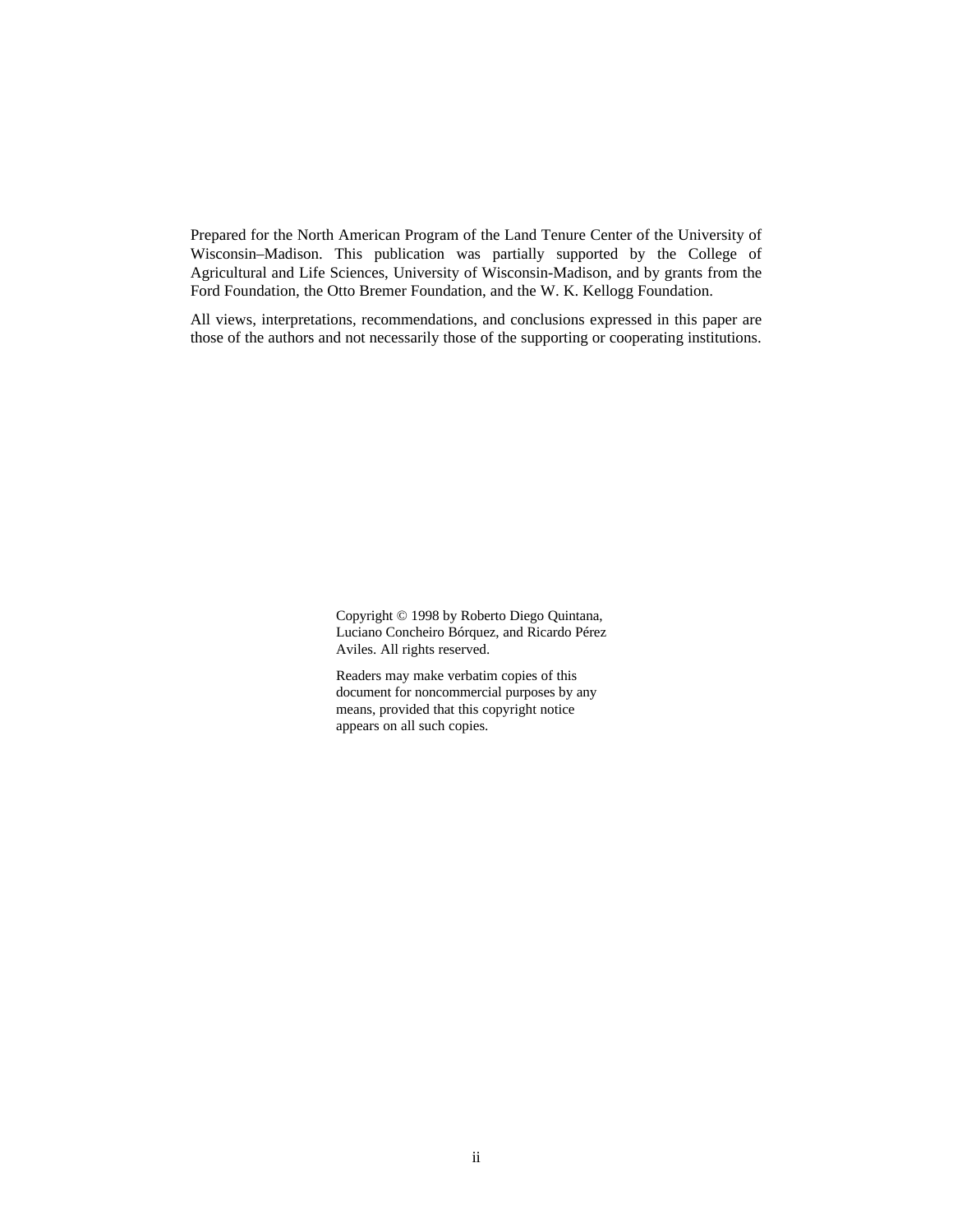Prepared for the North American Program of the Land Tenure Center of the University of Wisconsin–Madison. This publication was partially supported by the College of Agricultural and Life Sciences, University of Wisconsin-Madison, and by grants from the Ford Foundation, the Otto Bremer Foundation, and the W. K. Kellogg Foundation.

All views, interpretations, recommendations, and conclusions expressed in this paper are those of the authors and not necessarily those of the supporting or cooperating institutions.

Copyright © 1998 by Roberto Diego Quintana, Luciano Concheiro Bórquez, and Ricardo Pérez Aviles. All rights reserved.

Readers may make verbatim copies of this document for noncommercial purposes by any means, provided that this copyright notice appears on all such copies.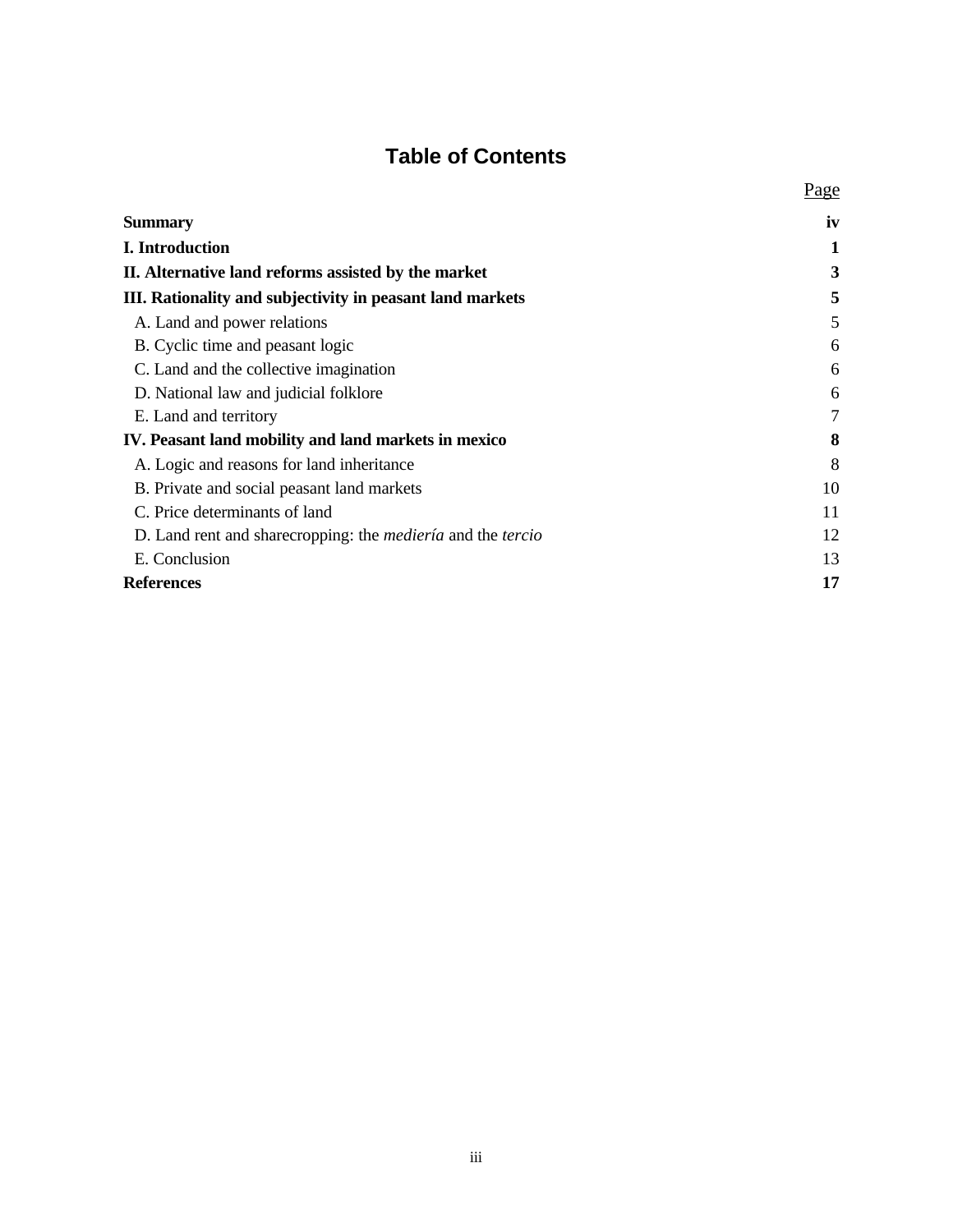# Table of Contents

| | Page |
|---|---|
| **Summary** | **iv** |
| **I. Introduction** | **1** |
| **II. Alternative land reforms assisted by the market** | **3** |
| **III. Rationality and subjectivity in peasant land markets** | **5** |
| A. Land and power relations | 5 |
| B. Cyclic time and peasant logic | 6 |
| C. Land and the collective imagination | 6 |
| D. National law and judicial folklore | 6 |
| E. Land and territory | 7 |
| **IV. Peasant land mobility and land markets in mexico** | **8** |
| A. Logic and reasons for land inheritance | 8 |
| B. Private and social peasant land markets | 10 |
| C. Price determinants of land | 11 |
| D. Land rent and sharecropping: the *mediería* and the *tercio* | 12 |
| E. Conclusion | 13 |
| **References** | **17** |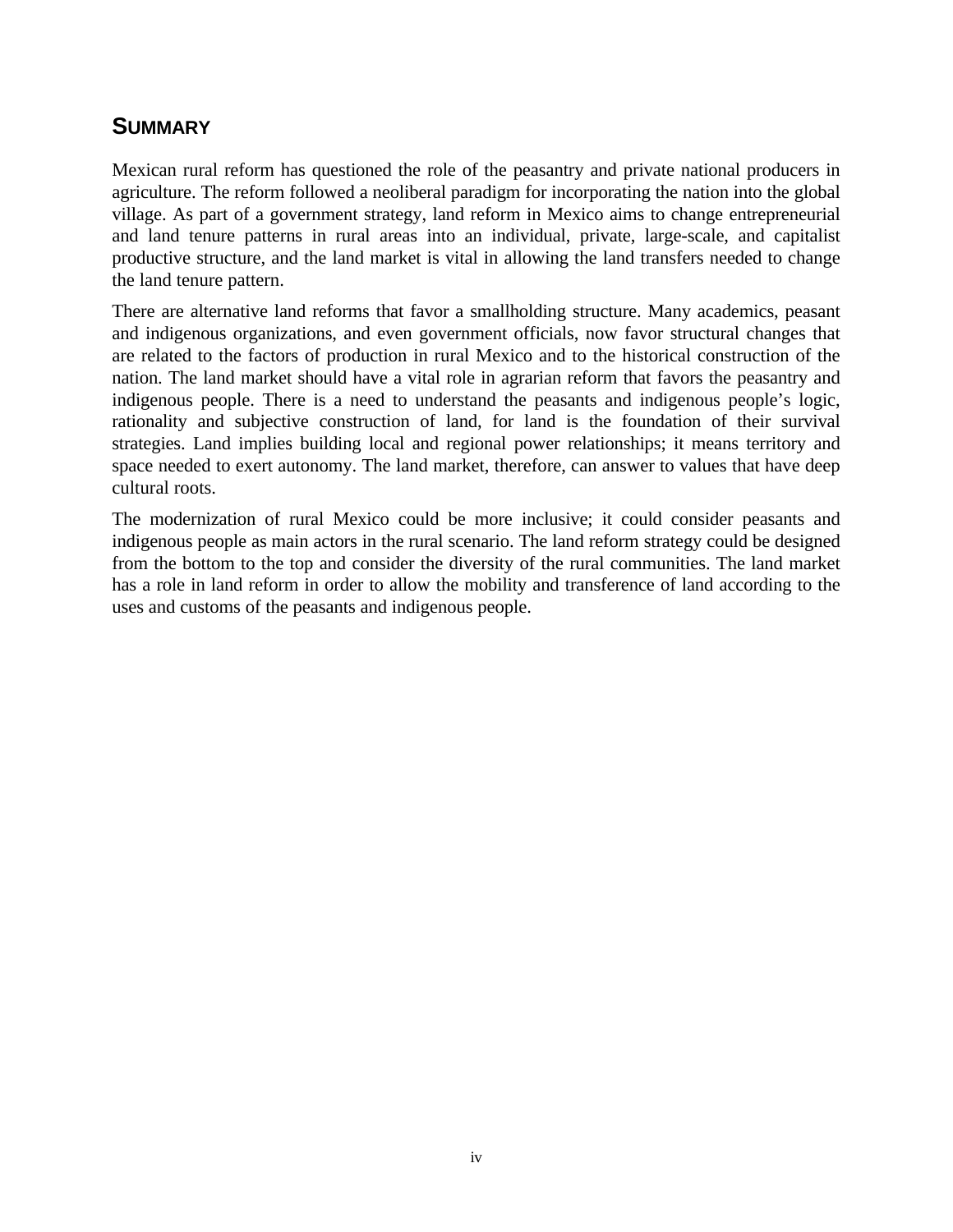## SUMMARY

Mexican rural reform has questioned the role of the peasantry and private national producers in agriculture. The reform followed a neoliberal paradigm for incorporating the nation into the global village. As part of a government strategy, land reform in Mexico aims to change entrepreneurial and land tenure patterns in rural areas into an individual, private, large-scale, and capitalist productive structure, and the land market is vital in allowing the land transfers needed to change the land tenure pattern.

There are alternative land reforms that favor a smallholding structure. Many academics, peasant and indigenous organizations, and even government officials, now favor structural changes that are related to the factors of production in rural Mexico and to the historical construction of the nation. The land market should have a vital role in agrarian reform that favors the peasantry and indigenous people. There is a need to understand the peasants and indigenous people's logic, rationality and subjective construction of land, for land is the foundation of their survival strategies. Land implies building local and regional power relationships; it means territory and space needed to exert autonomy. The land market, therefore, can answer to values that have deep cultural roots.

The modernization of rural Mexico could be more inclusive; it could consider peasants and indigenous people as main actors in the rural scenario. The land reform strategy could be designed from the bottom to the top and consider the diversity of the rural communities. The land market has a role in land reform in order to allow the mobility and transference of land according to the uses and customs of the peasants and indigenous people.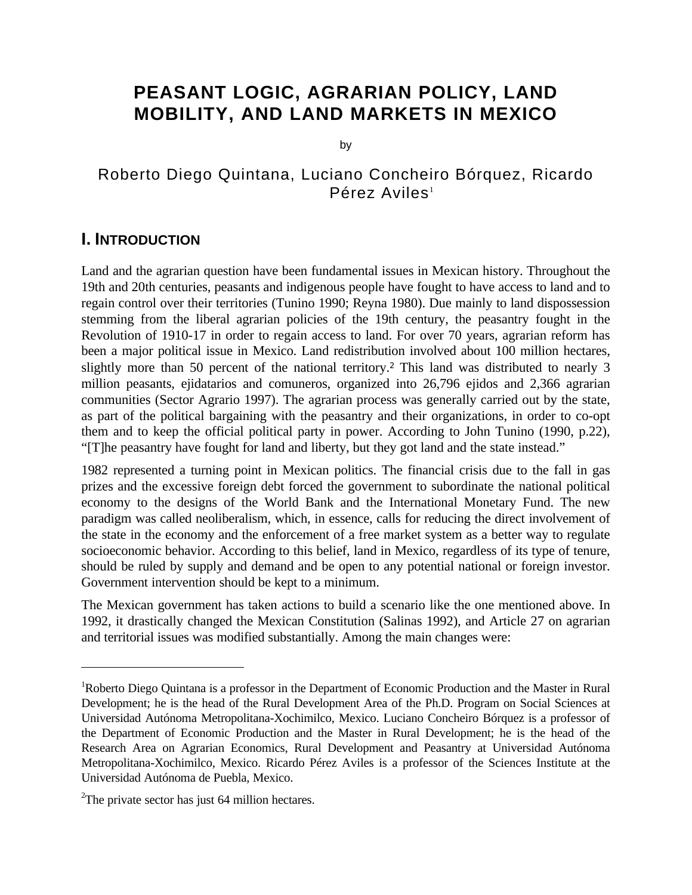# PEASANT LOGIC, AGRARIAN POLICY, LAND MOBILITY, AND LAND MARKETS IN MEXICO

by

Roberto Diego Quintana, Luciano Concheiro Bórquez, Ricardo Pérez Aviles[1]

## I. INTRODUCTION

Land and the agrarian question have been fundamental issues in Mexican history. Throughout the 19th and 20th centuries, peasants and indigenous people have fought to have access to land and to regain control over their territories (Tunino 1990; Reyna 1980). Due mainly to land dispossession stemming from the liberal agrarian policies of the 19th century, the peasantry fought in the Revolution of 1910-17 in order to regain access to land. For over 70 years, agrarian reform has been a major political issue in Mexico. Land redistribution involved about 100 million hectares, slightly more than 50 percent of the national territory.[2] This land was distributed to nearly 3 million peasants, ejidatarios and comuneros, organized into 26,796 ejidos and 2,366 agrarian communities (Sector Agrario 1997). The agrarian process was generally carried out by the state, as part of the political bargaining with the peasantry and their organizations, in order to co-opt them and to keep the official political party in power. According to John Tunino (1990, p.22), "[T]he peasantry have fought for land and liberty, but they got land and the state instead."

1982 represented a turning point in Mexican politics. The financial crisis due to the fall in gas prizes and the excessive foreign debt forced the government to subordinate the national political economy to the designs of the World Bank and the International Monetary Fund. The new paradigm was called neoliberalism, which, in essence, calls for reducing the direct involvement of the state in the economy and the enforcement of a free market system as a better way to regulate socioeconomic behavior. According to this belief, land in Mexico, regardless of its type of tenure, should be ruled by supply and demand and be open to any potential national or foreign investor. Government intervention should be kept to a minimum.

The Mexican government has taken actions to build a scenario like the one mentioned above. In 1992, it drastically changed the Mexican Constitution (Salinas 1992), and Article 27 on agrarian and territorial issues was modified substantially. Among the main changes were:

---

[1]Roberto Diego Quintana is a professor in the Department of Economic Production and the Master in Rural Development; he is the head of the Rural Development Area of the Ph.D. Program on Social Sciences at Universidad Autónoma Metropolitana-Xochimilco, Mexico. Luciano Concheiro Bórquez is a professor of the Department of Economic Production and the Master in Rural Development; he is the head of the Research Area on Agrarian Economics, Rural Development and Peasantry at Universidad Autónoma Metropolitana-Xochimilco, Mexico. Ricardo Pérez Aviles is a professor of the Sciences Institute at the Universidad Autónoma de Puebla, Mexico.

[2]The private sector has just 64 million hectares.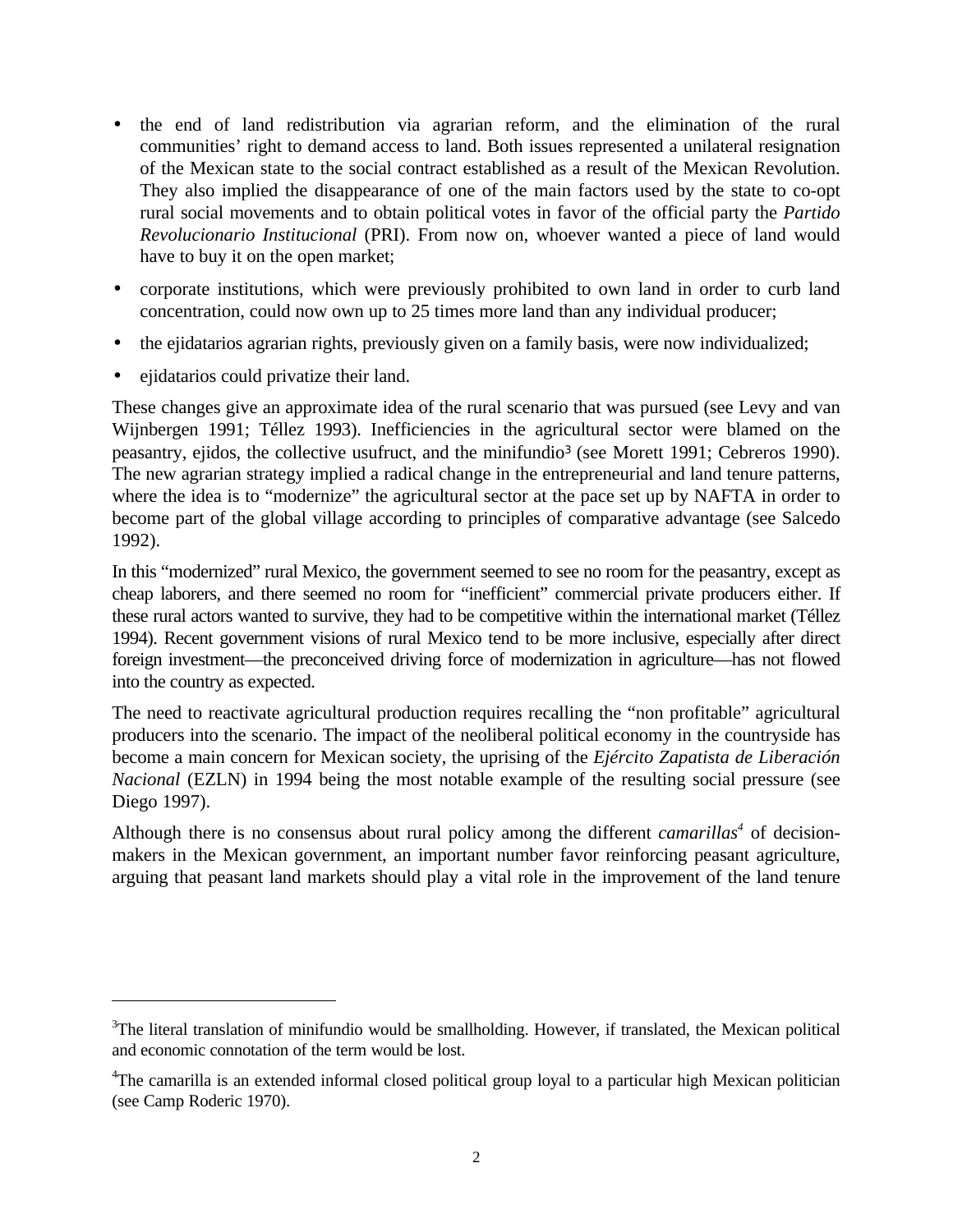- the end of land redistribution via agrarian reform, and the elimination of the rural communities' right to demand access to land. Both issues represented a unilateral resignation of the Mexican state to the social contract established as a result of the Mexican Revolution. They also implied the disappearance of one of the main factors used by the state to co-opt rural social movements and to obtain political votes in favor of the official party the *Partido Revolucionario Institucional* (PRI). From now on, whoever wanted a piece of land would have to buy it on the open market;
- corporate institutions, which were previously prohibited to own land in order to curb land concentration, could now own up to 25 times more land than any individual producer;
- the ejidatarios agrarian rights, previously given on a family basis, were now individualized;
- ejidatarios could privatize their land.

These changes give an approximate idea of the rural scenario that was pursued (see Levy and van Wijnbergen 1991; Téllez 1993). Inefficiencies in the agricultural sector were blamed on the peasantry, ejidos, the collective usufruct, and the minifundio[3] (see Morett 1991; Cebreros 1990). The new agrarian strategy implied a radical change in the entrepreneurial and land tenure patterns, where the idea is to "modernize" the agricultural sector at the pace set up by NAFTA in order to become part of the global village according to principles of comparative advantage (see Salcedo 1992).

In this "modernized" rural Mexico, the government seemed to see no room for the peasantry, except as cheap laborers, and there seemed no room for "inefficient" commercial private producers either. If these rural actors wanted to survive, they had to be competitive within the international market (Téllez 1994). Recent government visions of rural Mexico tend to be more inclusive, especially after direct foreign investment—the preconceived driving force of modernization in agriculture—has not flowed into the country as expected.

The need to reactivate agricultural production requires recalling the "non profitable" agricultural producers into the scenario. The impact of the neoliberal political economy in the countryside has become a main concern for Mexican society, the uprising of the *Ejército Zapatista de Liberación Nacional* (EZLN) in 1994 being the most notable example of the resulting social pressure (see Diego 1997).

Although there is no consensus about rural policy among the different *camarillas*[4] of decision-makers in the Mexican government, an important number favor reinforcing peasant agriculture, arguing that peasant land markets should play a vital role in the improvement of the land tenure

---

[3]The literal translation of minifundio would be smallholding. However, if translated, the Mexican political and economic connotation of the term would be lost.

[4]The camarilla is an extended informal closed political group loyal to a particular high Mexican politician (see Camp Roderic 1970).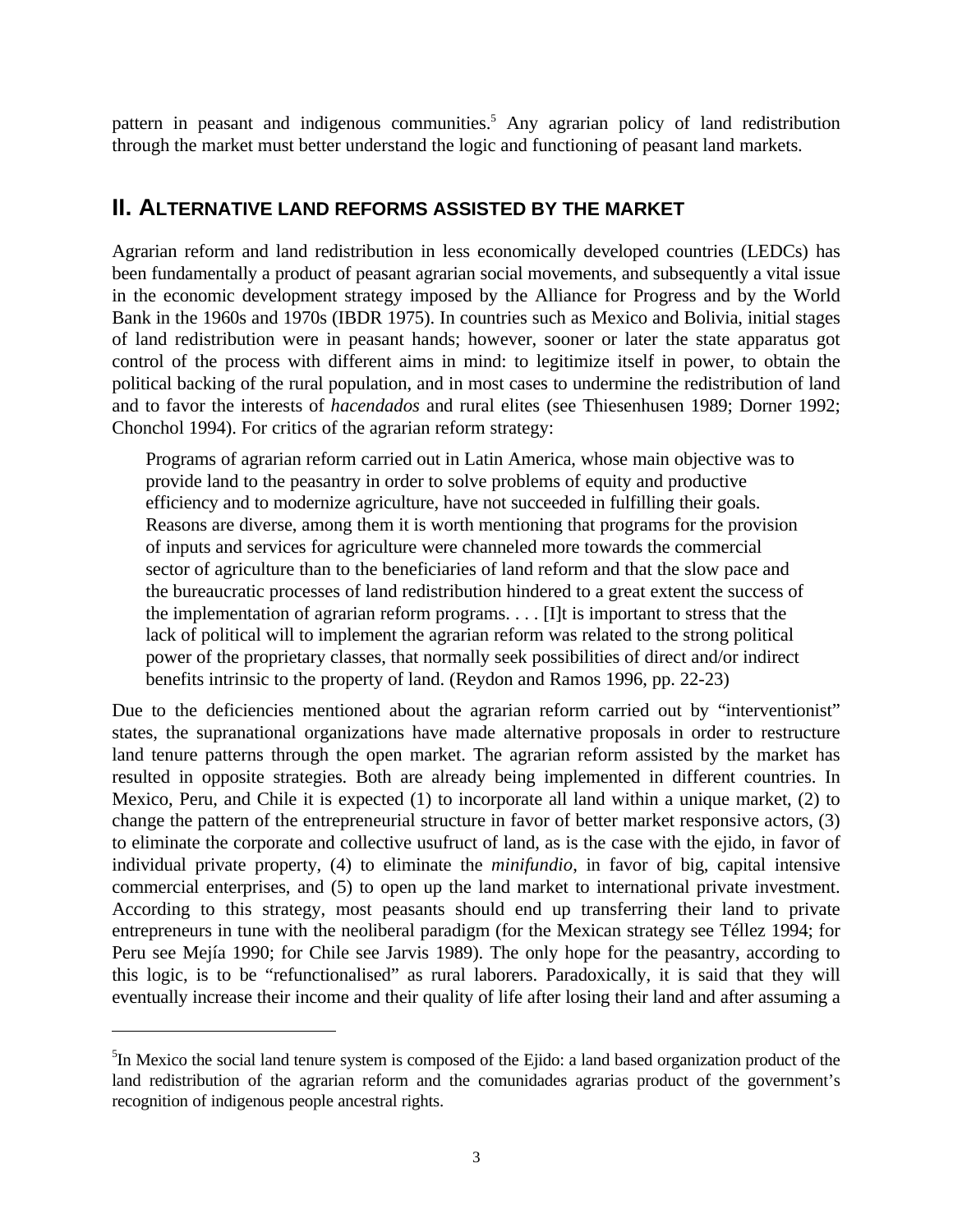pattern in peasant and indigenous communities.[5] Any agrarian policy of land redistribution through the market must better understand the logic and functioning of peasant land markets.

## II. ALTERNATIVE LAND REFORMS ASSISTED BY THE MARKET

Agrarian reform and land redistribution in less economically developed countries (LEDCs) has been fundamentally a product of peasant agrarian social movements, and subsequently a vital issue in the economic development strategy imposed by the Alliance for Progress and by the World Bank in the 1960s and 1970s (IBDR 1975). In countries such as Mexico and Bolivia, initial stages of land redistribution were in peasant hands; however, sooner or later the state apparatus got control of the process with different aims in mind: to legitimize itself in power, to obtain the political backing of the rural population, and in most cases to undermine the redistribution of land and to favor the interests of *hacendados* and rural elites (see Thiesenhusen 1989; Dorner 1992; Chonchol 1994). For critics of the agrarian reform strategy:

> Programs of agrarian reform carried out in Latin America, whose main objective was to provide land to the peasantry in order to solve problems of equity and productive efficiency and to modernize agriculture, have not succeeded in fulfilling their goals. Reasons are diverse, among them it is worth mentioning that programs for the provision of inputs and services for agriculture were channeled more towards the commercial sector of agriculture than to the beneficiaries of land reform and that the slow pace and the bureaucratic processes of land redistribution hindered to a great extent the success of the implementation of agrarian reform programs. . . . [I]t is important to stress that the lack of political will to implement the agrarian reform was related to the strong political power of the proprietary classes, that normally seek possibilities of direct and/or indirect benefits intrinsic to the property of land. (Reydon and Ramos 1996, pp. 22-23)

Due to the deficiencies mentioned about the agrarian reform carried out by "interventionist" states, the supranational organizations have made alternative proposals in order to restructure land tenure patterns through the open market. The agrarian reform assisted by the market has resulted in opposite strategies. Both are already being implemented in different countries. In Mexico, Peru, and Chile it is expected (1) to incorporate all land within a unique market, (2) to change the pattern of the entrepreneurial structure in favor of better market responsive actors, (3) to eliminate the corporate and collective usufruct of land, as is the case with the ejido, in favor of individual private property, (4) to eliminate the *minifundio*, in favor of big, capital intensive commercial enterprises, and (5) to open up the land market to international private investment. According to this strategy, most peasants should end up transferring their land to private entrepreneurs in tune with the neoliberal paradigm (for the Mexican strategy see Téllez 1994; for Peru see Mejía 1990; for Chile see Jarvis 1989). The only hope for the peasantry, according to this logic, is to be "refunctionalised" as rural laborers. Paradoxically, it is said that they will eventually increase their income and their quality of life after losing their land and after assuming a

---

[5] In Mexico the social land tenure system is composed of the Ejido: a land based organization product of the land redistribution of the agrarian reform and the comunidades agrarias product of the government's recognition of indigenous people ancestral rights.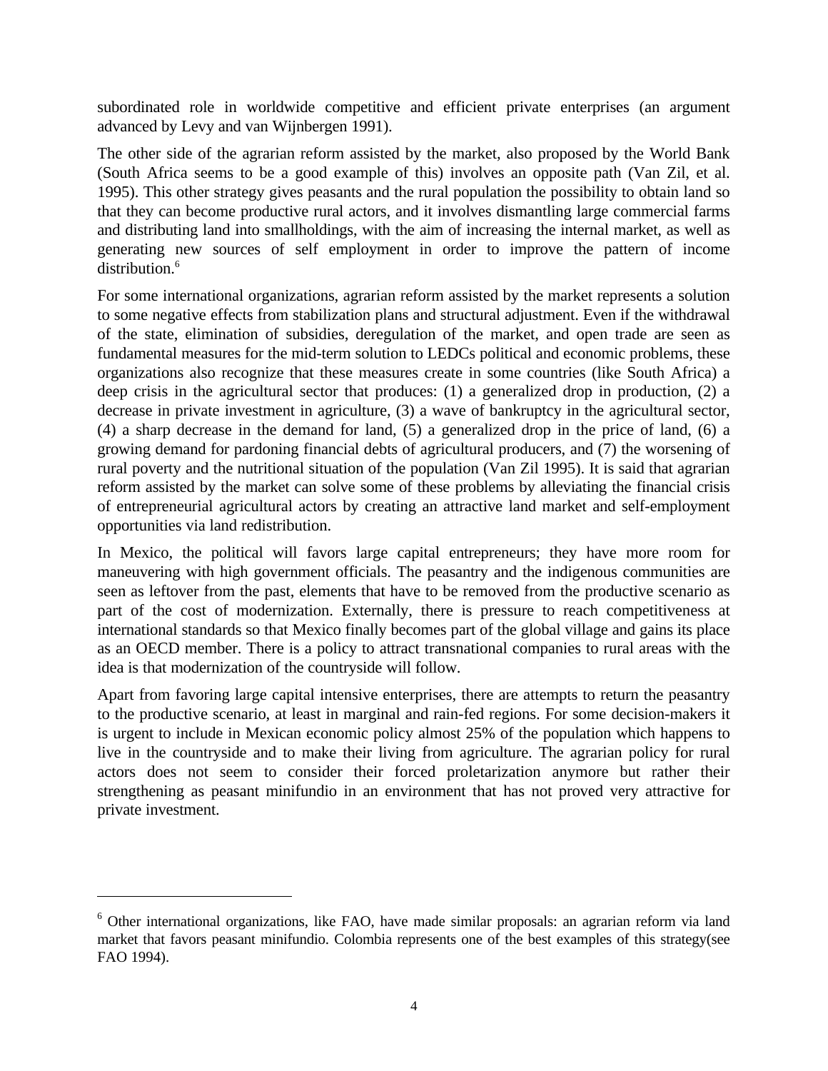subordinated role in worldwide competitive and efficient private enterprises (an argument advanced by Levy and van Wijnbergen 1991).

The other side of the agrarian reform assisted by the market, also proposed by the World Bank (South Africa seems to be a good example of this) involves an opposite path (Van Zil, et al. 1995). This other strategy gives peasants and the rural population the possibility to obtain land so that they can become productive rural actors, and it involves dismantling large commercial farms and distributing land into smallholdings, with the aim of increasing the internal market, as well as generating new sources of self employment in order to improve the pattern of income distribution.[6]

For some international organizations, agrarian reform assisted by the market represents a solution to some negative effects from stabilization plans and structural adjustment. Even if the withdrawal of the state, elimination of subsidies, deregulation of the market, and open trade are seen as fundamental measures for the mid-term solution to LEDCs political and economic problems, these organizations also recognize that these measures create in some countries (like South Africa) a deep crisis in the agricultural sector that produces: (1) a generalized drop in production, (2) a decrease in private investment in agriculture, (3) a wave of bankruptcy in the agricultural sector, (4) a sharp decrease in the demand for land, (5) a generalized drop in the price of land, (6) a growing demand for pardoning financial debts of agricultural producers, and (7) the worsening of rural poverty and the nutritional situation of the population (Van Zil 1995). It is said that agrarian reform assisted by the market can solve some of these problems by alleviating the financial crisis of entrepreneurial agricultural actors by creating an attractive land market and self-employment opportunities via land redistribution.

In Mexico, the political will favors large capital entrepreneurs; they have more room for maneuvering with high government officials. The peasantry and the indigenous communities are seen as leftover from the past, elements that have to be removed from the productive scenario as part of the cost of modernization. Externally, there is pressure to reach competitiveness at international standards so that Mexico finally becomes part of the global village and gains its place as an OECD member. There is a policy to attract transnational companies to rural areas with the idea is that modernization of the countryside will follow.

Apart from favoring large capital intensive enterprises, there are attempts to return the peasantry to the productive scenario, at least in marginal and rain-fed regions. For some decision-makers it is urgent to include in Mexican economic policy almost 25% of the population which happens to live in the countryside and to make their living from agriculture. The agrarian policy for rural actors does not seem to consider their forced proletarization anymore but rather their strengthening as peasant minifundio in an environment that has not proved very attractive for private investment.

---

[6] Other international organizations, like FAO, have made similar proposals: an agrarian reform via land market that favors peasant minifundio. Colombia represents one of the best examples of this strategy(see FAO 1994).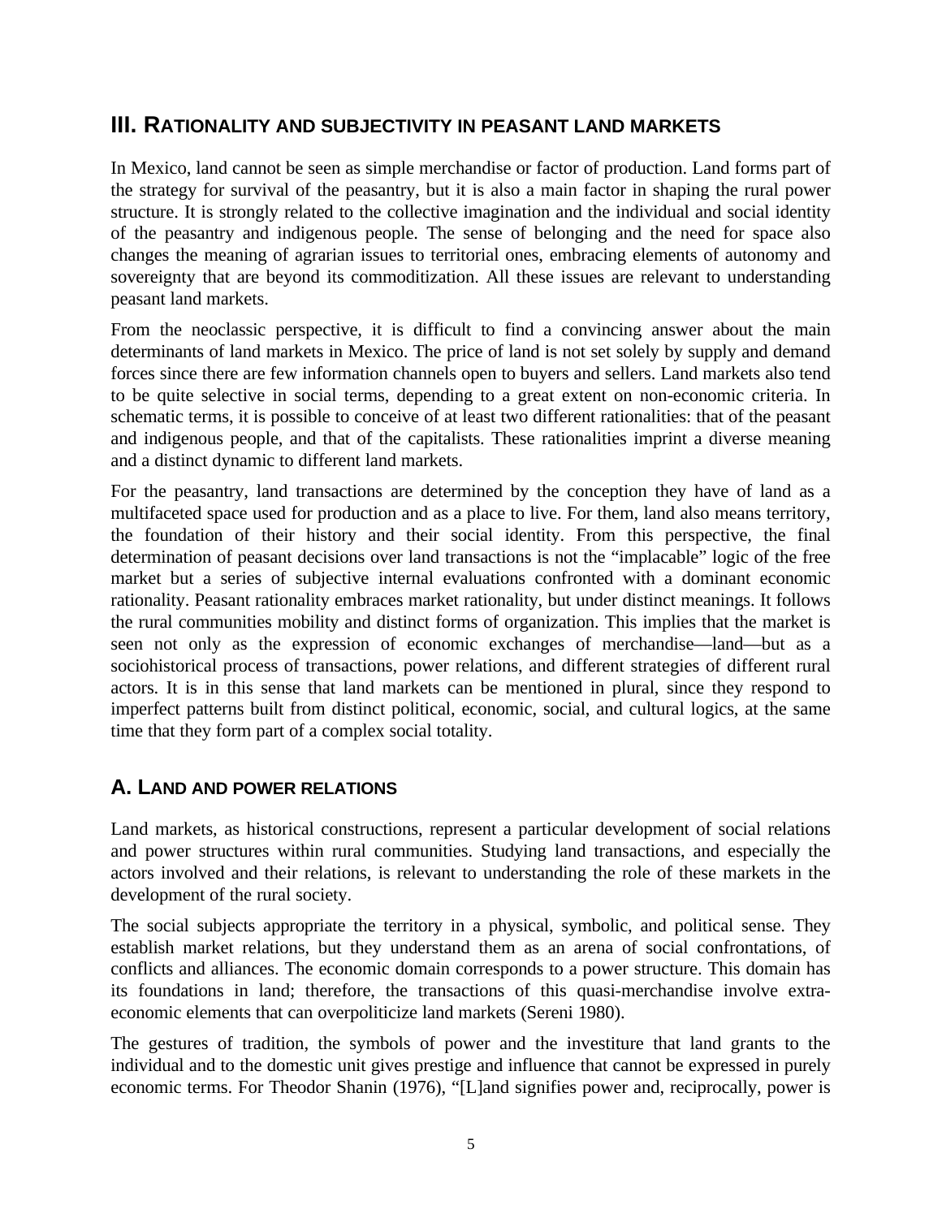## III. Rationality and Subjectivity in Peasant Land Markets

In Mexico, land cannot be seen as simple merchandise or factor of production. Land forms part of the strategy for survival of the peasantry, but it is also a main factor in shaping the rural power structure. It is strongly related to the collective imagination and the individual and social identity of the peasantry and indigenous people. The sense of belonging and the need for space also changes the meaning of agrarian issues to territorial ones, embracing elements of autonomy and sovereignty that are beyond its commoditization. All these issues are relevant to understanding peasant land markets.

From the neoclassic perspective, it is difficult to find a convincing answer about the main determinants of land markets in Mexico. The price of land is not set solely by supply and demand forces since there are few information channels open to buyers and sellers. Land markets also tend to be quite selective in social terms, depending to a great extent on non-economic criteria. In schematic terms, it is possible to conceive of at least two different rationalities: that of the peasant and indigenous people, and that of the capitalists. These rationalities imprint a diverse meaning and a distinct dynamic to different land markets.

For the peasantry, land transactions are determined by the conception they have of land as a multifaceted space used for production and as a place to live. For them, land also means territory, the foundation of their history and their social identity. From this perspective, the final determination of peasant decisions over land transactions is not the "implacable" logic of the free market but a series of subjective internal evaluations confronted with a dominant economic rationality. Peasant rationality embraces market rationality, but under distinct meanings. It follows the rural communities mobility and distinct forms of organization. This implies that the market is seen not only as the expression of economic exchanges of merchandise—land—but as a sociohistorical process of transactions, power relations, and different strategies of different rural actors. It is in this sense that land markets can be mentioned in plural, since they respond to imperfect patterns built from distinct political, economic, social, and cultural logics, at the same time that they form part of a complex social totality.

### A. Land and Power Relations

Land markets, as historical constructions, represent a particular development of social relations and power structures within rural communities. Studying land transactions, and especially the actors involved and their relations, is relevant to understanding the role of these markets in the development of the rural society.

The social subjects appropriate the territory in a physical, symbolic, and political sense. They establish market relations, but they understand them as an arena of social confrontations, of conflicts and alliances. The economic domain corresponds to a power structure. This domain has its foundations in land; therefore, the transactions of this quasi-merchandise involve extra-economic elements that can overpoliticize land markets (Sereni 1980).

The gestures of tradition, the symbols of power and the investiture that land grants to the individual and to the domestic unit gives prestige and influence that cannot be expressed in purely economic terms. For Theodor Shanin (1976), "[L]and signifies power and, reciprocally, power is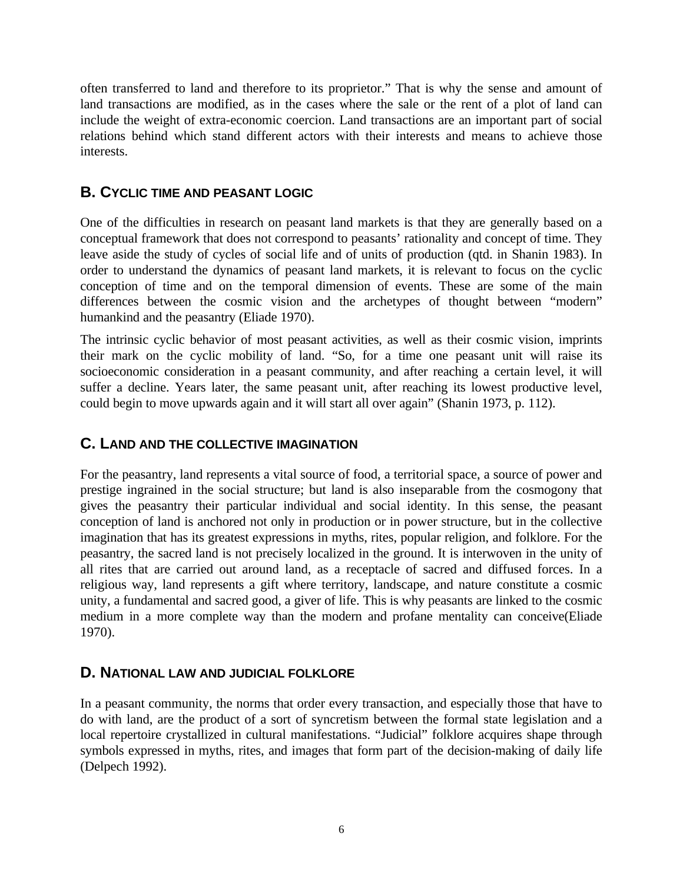often transferred to land and therefore to its proprietor." That is why the sense and amount of land transactions are modified, as in the cases where the sale or the rent of a plot of land can include the weight of extra-economic coercion. Land transactions are an important part of social relations behind which stand different actors with their interests and means to achieve those interests.

### B. Cyclic time and peasant logic

One of the difficulties in research on peasant land markets is that they are generally based on a conceptual framework that does not correspond to peasants' rationality and concept of time. They leave aside the study of cycles of social life and of units of production (qtd. in Shanin 1983). In order to understand the dynamics of peasant land markets, it is relevant to focus on the cyclic conception of time and on the temporal dimension of events. These are some of the main differences between the cosmic vision and the archetypes of thought between "modern" humankind and the peasantry (Eliade 1970).

The intrinsic cyclic behavior of most peasant activities, as well as their cosmic vision, imprints their mark on the cyclic mobility of land. "So, for a time one peasant unit will raise its socioeconomic consideration in a peasant community, and after reaching a certain level, it will suffer a decline. Years later, the same peasant unit, after reaching its lowest productive level, could begin to move upwards again and it will start all over again" (Shanin 1973, p. 112).

### C. Land and the collective imagination

For the peasantry, land represents a vital source of food, a territorial space, a source of power and prestige ingrained in the social structure; but land is also inseparable from the cosmogony that gives the peasantry their particular individual and social identity. In this sense, the peasant conception of land is anchored not only in production or in power structure, but in the collective imagination that has its greatest expressions in myths, rites, popular religion, and folklore. For the peasantry, the sacred land is not precisely localized in the ground. It is interwoven in the unity of all rites that are carried out around land, as a receptacle of sacred and diffused forces. In a religious way, land represents a gift where territory, landscape, and nature constitute a cosmic unity, a fundamental and sacred good, a giver of life. This is why peasants are linked to the cosmic medium in a more complete way than the modern and profane mentality can conceive(Eliade 1970).

### D. National law and judicial folklore

In a peasant community, the norms that order every transaction, and especially those that have to do with land, are the product of a sort of syncretism between the formal state legislation and a local repertoire crystallized in cultural manifestations. "Judicial" folklore acquires shape through symbols expressed in myths, rites, and images that form part of the decision-making of daily life (Delpech 1992).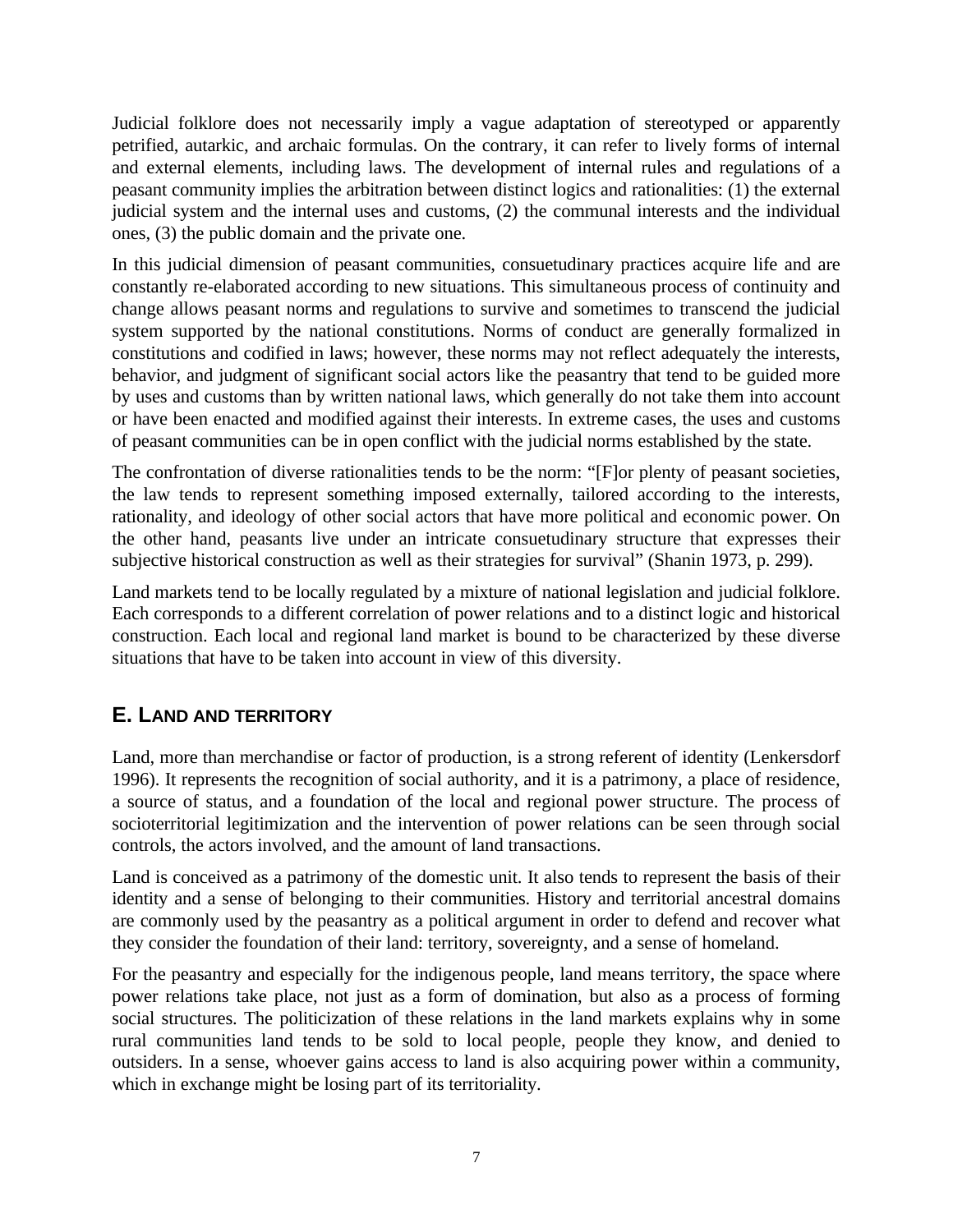Judicial folklore does not necessarily imply a vague adaptation of stereotyped or apparently petrified, autarkic, and archaic formulas. On the contrary, it can refer to lively forms of internal and external elements, including laws. The development of internal rules and regulations of a peasant community implies the arbitration between distinct logics and rationalities: (1) the external judicial system and the internal uses and customs, (2) the communal interests and the individual ones, (3) the public domain and the private one.

In this judicial dimension of peasant communities, consuetudinary practices acquire life and are constantly re-elaborated according to new situations. This simultaneous process of continuity and change allows peasant norms and regulations to survive and sometimes to transcend the judicial system supported by the national constitutions. Norms of conduct are generally formalized in constitutions and codified in laws; however, these norms may not reflect adequately the interests, behavior, and judgment of significant social actors like the peasantry that tend to be guided more by uses and customs than by written national laws, which generally do not take them into account or have been enacted and modified against their interests. In extreme cases, the uses and customs of peasant communities can be in open conflict with the judicial norms established by the state.

The confrontation of diverse rationalities tends to be the norm: "[F]or plenty of peasant societies, the law tends to represent something imposed externally, tailored according to the interests, rationality, and ideology of other social actors that have more political and economic power. On the other hand, peasants live under an intricate consuetudinary structure that expresses their subjective historical construction as well as their strategies for survival" (Shanin 1973, p. 299).

Land markets tend to be locally regulated by a mixture of national legislation and judicial folklore. Each corresponds to a different correlation of power relations and to a distinct logic and historical construction. Each local and regional land market is bound to be characterized by these diverse situations that have to be taken into account in view of this diversity.

## E. LAND AND TERRITORY

Land, more than merchandise or factor of production, is a strong referent of identity (Lenkersdorf 1996). It represents the recognition of social authority, and it is a patrimony, a place of residence, a source of status, and a foundation of the local and regional power structure. The process of socioterritorial legitimization and the intervention of power relations can be seen through social controls, the actors involved, and the amount of land transactions.

Land is conceived as a patrimony of the domestic unit. It also tends to represent the basis of their identity and a sense of belonging to their communities. History and territorial ancestral domains are commonly used by the peasantry as a political argument in order to defend and recover what they consider the foundation of their land: territory, sovereignty, and a sense of homeland.

For the peasantry and especially for the indigenous people, land means territory, the space where power relations take place, not just as a form of domination, but also as a process of forming social structures. The politicization of these relations in the land markets explains why in some rural communities land tends to be sold to local people, people they know, and denied to outsiders. In a sense, whoever gains access to land is also acquiring power within a community, which in exchange might be losing part of its territoriality.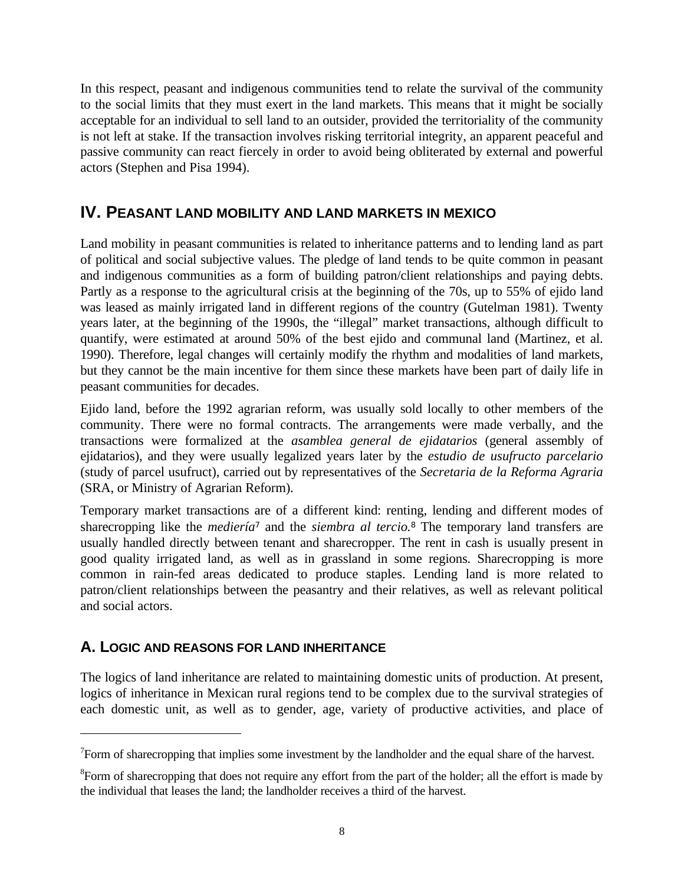In this respect, peasant and indigenous communities tend to relate the survival of the community to the social limits that they must exert in the land markets. This means that it might be socially acceptable for an individual to sell land to an outsider, provided the territoriality of the community is not left at stake. If the transaction involves risking territorial integrity, an apparent peaceful and passive community can react fiercely in order to avoid being obliterated by external and powerful actors (Stephen and Pisa 1994).

## IV. PEASANT LAND MOBILITY AND LAND MARKETS IN MEXICO

Land mobility in peasant communities is related to inheritance patterns and to lending land as part of political and social subjective values. The pledge of land tends to be quite common in peasant and indigenous communities as a form of building patron/client relationships and paying debts. Partly as a response to the agricultural crisis at the beginning of the 70s, up to 55% of ejido land was leased as mainly irrigated land in different regions of the country (Gutelman 1981). Twenty years later, at the beginning of the 1990s, the "illegal" market transactions, although difficult to quantify, were estimated at around 50% of the best ejido and communal land (Martinez, et al. 1990). Therefore, legal changes will certainly modify the rhythm and modalities of land markets, but they cannot be the main incentive for them since these markets have been part of daily life in peasant communities for decades.

Ejido land, before the 1992 agrarian reform, was usually sold locally to other members of the community. There were no formal contracts. The arrangements were made verbally, and the transactions were formalized at the *asamblea general de ejidatarios* (general assembly of ejidatarios), and they were usually legalized years later by the *estudio de usufructo parcelario* (study of parcel usufruct), carried out by representatives of the *Secretaria de la Reforma Agraria* (SRA, or Ministry of Agrarian Reform).

Temporary market transactions are of a different kind: renting, lending and different modes of sharecropping like the *mediería*[7] and the *siembra al tercio.*[8] The temporary land transfers are usually handled directly between tenant and sharecropper. The rent in cash is usually present in good quality irrigated land, as well as in grassland in some regions. Sharecropping is more common in rain-fed areas dedicated to produce staples. Lending land is more related to patron/client relationships between the peasantry and their relatives, as well as relevant political and social actors.

### A. LOGIC AND REASONS FOR LAND INHERITANCE

The logics of land inheritance are related to maintaining domestic units of production. At present, logics of inheritance in Mexican rural regions tend to be complex due to the survival strategies of each domestic unit, as well as to gender, age, variety of productive activities, and place of

---

[7]Form of sharecropping that implies some investment by the landholder and the equal share of the harvest.

[8]Form of sharecropping that does not require any effort from the part of the holder; all the effort is made by the individual that leases the land; the landholder receives a third of the harvest.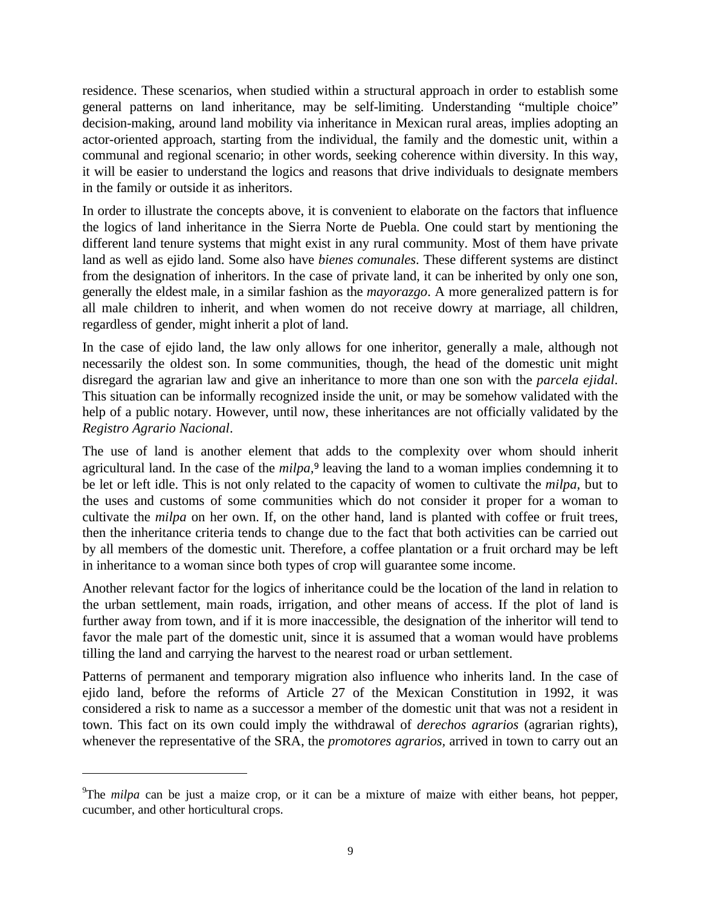residence. These scenarios, when studied within a structural approach in order to establish some general patterns on land inheritance, may be self-limiting. Understanding "multiple choice" decision-making, around land mobility via inheritance in Mexican rural areas, implies adopting an actor-oriented approach, starting from the individual, the family and the domestic unit, within a communal and regional scenario; in other words, seeking coherence within diversity. In this way, it will be easier to understand the logics and reasons that drive individuals to designate members in the family or outside it as inheritors.

In order to illustrate the concepts above, it is convenient to elaborate on the factors that influence the logics of land inheritance in the Sierra Norte de Puebla. One could start by mentioning the different land tenure systems that might exist in any rural community. Most of them have private land as well as ejido land. Some also have *bienes comunales*. These different systems are distinct from the designation of inheritors. In the case of private land, it can be inherited by only one son, generally the eldest male, in a similar fashion as the *mayorazgo*. A more generalized pattern is for all male children to inherit, and when women do not receive dowry at marriage, all children, regardless of gender, might inherit a plot of land.

In the case of ejido land, the law only allows for one inheritor, generally a male, although not necessarily the oldest son. In some communities, though, the head of the domestic unit might disregard the agrarian law and give an inheritance to more than one son with the *parcela ejidal*. This situation can be informally recognized inside the unit, or may be somehow validated with the help of a public notary. However, until now, these inheritances are not officially validated by the *Registro Agrario Nacional*.

The use of land is another element that adds to the complexity over whom should inherit agricultural land. In the case of the *milpa*,[9] leaving the land to a woman implies condemning it to be let or left idle. This is not only related to the capacity of women to cultivate the *milpa*, but to the uses and customs of some communities which do not consider it proper for a woman to cultivate the *milpa* on her own. If, on the other hand, land is planted with coffee or fruit trees, then the inheritance criteria tends to change due to the fact that both activities can be carried out by all members of the domestic unit. Therefore, a coffee plantation or a fruit orchard may be left in inheritance to a woman since both types of crop will guarantee some income.

Another relevant factor for the logics of inheritance could be the location of the land in relation to the urban settlement, main roads, irrigation, and other means of access. If the plot of land is further away from town, and if it is more inaccessible, the designation of the inheritor will tend to favor the male part of the domestic unit, since it is assumed that a woman would have problems tilling the land and carrying the harvest to the nearest road or urban settlement.

Patterns of permanent and temporary migration also influence who inherits land. In the case of ejido land, before the reforms of Article 27 of the Mexican Constitution in 1992, it was considered a risk to name as a successor a member of the domestic unit that was not a resident in town. This fact on its own could imply the withdrawal of *derechos agrarios* (agrarian rights), whenever the representative of the SRA, the *promotores agrarios,* arrived in town to carry out an

---

[9] The *milpa* can be just a maize crop, or it can be a mixture of maize with either beans, hot pepper, cucumber, and other horticultural crops.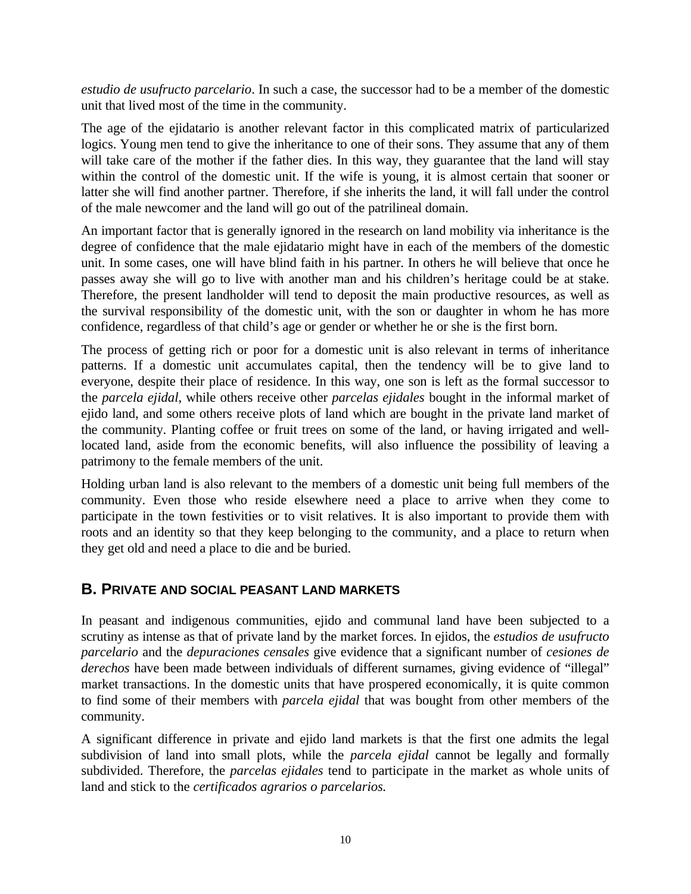*estudio de usufructo parcelario*. In such a case, the successor had to be a member of the domestic unit that lived most of the time in the community.

The age of the ejidatario is another relevant factor in this complicated matrix of particularized logics. Young men tend to give the inheritance to one of their sons. They assume that any of them will take care of the mother if the father dies. In this way, they guarantee that the land will stay within the control of the domestic unit. If the wife is young, it is almost certain that sooner or latter she will find another partner. Therefore, if she inherits the land, it will fall under the control of the male newcomer and the land will go out of the patrilineal domain.

An important factor that is generally ignored in the research on land mobility via inheritance is the degree of confidence that the male ejidatario might have in each of the members of the domestic unit. In some cases, one will have blind faith in his partner. In others he will believe that once he passes away she will go to live with another man and his children's heritage could be at stake. Therefore, the present landholder will tend to deposit the main productive resources, as well as the survival responsibility of the domestic unit, with the son or daughter in whom he has more confidence, regardless of that child's age or gender or whether he or she is the first born.

The process of getting rich or poor for a domestic unit is also relevant in terms of inheritance patterns. If a domestic unit accumulates capital, then the tendency will be to give land to everyone, despite their place of residence. In this way, one son is left as the formal successor to the *parcela ejidal*, while others receive other *parcelas ejidales* bought in the informal market of ejido land, and some others receive plots of land which are bought in the private land market of the community. Planting coffee or fruit trees on some of the land, or having irrigated and well-located land, aside from the economic benefits, will also influence the possibility of leaving a patrimony to the female members of the unit.

Holding urban land is also relevant to the members of a domestic unit being full members of the community. Even those who reside elsewhere need a place to arrive when they come to participate in the town festivities or to visit relatives. It is also important to provide them with roots and an identity so that they keep belonging to the community, and a place to return when they get old and need a place to die and be buried.

## B. PRIVATE AND SOCIAL PEASANT LAND MARKETS

In peasant and indigenous communities, ejido and communal land have been subjected to a scrutiny as intense as that of private land by the market forces. In ejidos, the *estudios de usufructo parcelario* and the *depuraciones censales* give evidence that a significant number of *cesiones de derechos* have been made between individuals of different surnames, giving evidence of "illegal" market transactions. In the domestic units that have prospered economically, it is quite common to find some of their members with *parcela ejidal* that was bought from other members of the community.

A significant difference in private and ejido land markets is that the first one admits the legal subdivision of land into small plots, while the *parcela ejidal* cannot be legally and formally subdivided. Therefore, the *parcelas ejidales* tend to participate in the market as whole units of land and stick to the *certificados agrarios o parcelarios.*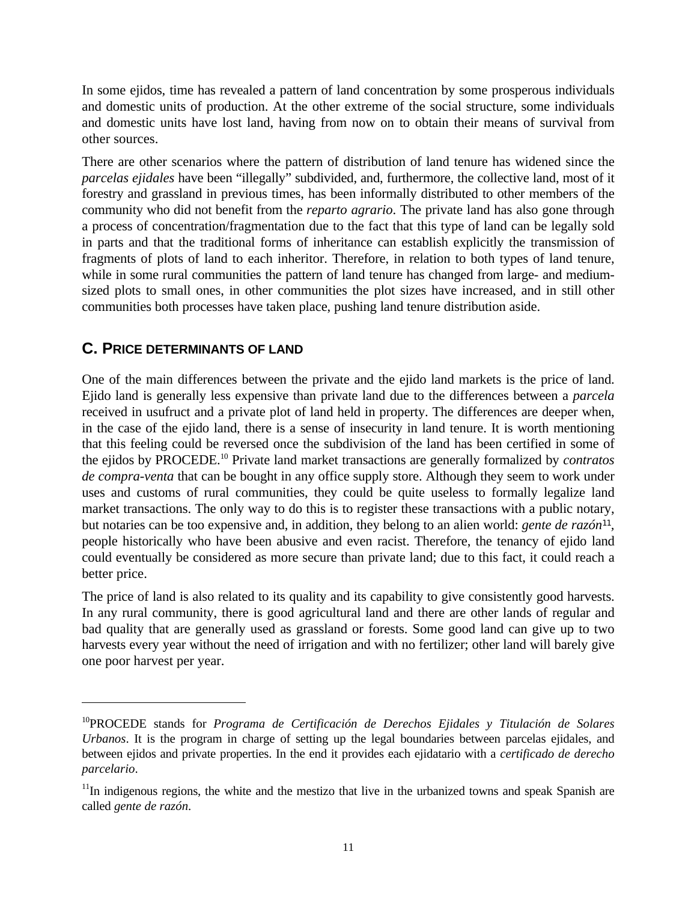In some ejidos, time has revealed a pattern of land concentration by some prosperous individuals and domestic units of production. At the other extreme of the social structure, some individuals and domestic units have lost land, having from now on to obtain their means of survival from other sources.

There are other scenarios where the pattern of distribution of land tenure has widened since the *parcelas ejidales* have been "illegally" subdivided, and, furthermore, the collective land, most of it forestry and grassland in previous times, has been informally distributed to other members of the community who did not benefit from the *reparto agrario*. The private land has also gone through a process of concentration/fragmentation due to the fact that this type of land can be legally sold in parts and that the traditional forms of inheritance can establish explicitly the transmission of fragments of plots of land to each inheritor. Therefore, in relation to both types of land tenure, while in some rural communities the pattern of land tenure has changed from large- and medium-sized plots to small ones, in other communities the plot sizes have increased, and in still other communities both processes have taken place, pushing land tenure distribution aside.

## C. PRICE DETERMINANTS OF LAND

One of the main differences between the private and the ejido land markets is the price of land. Ejido land is generally less expensive than private land due to the differences between a *parcela* received in usufruct and a private plot of land held in property. The differences are deeper when, in the case of the ejido land, there is a sense of insecurity in land tenure. It is worth mentioning that this feeling could be reversed once the subdivision of the land has been certified in some of the ejidos by PROCEDE.[10] Private land market transactions are generally formalized by *contratos de compra-venta* that can be bought in any office supply store. Although they seem to work under uses and customs of rural communities, they could be quite useless to formally legalize land market transactions. The only way to do this is to register these transactions with a public notary, but notaries can be too expensive and, in addition, they belong to an alien world: *gente de razón*[11], people historically who have been abusive and even racist. Therefore, the tenancy of ejido land could eventually be considered as more secure than private land; due to this fact, it could reach a better price.

The price of land is also related to its quality and its capability to give consistently good harvests. In any rural community, there is good agricultural land and there are other lands of regular and bad quality that are generally used as grassland or forests. Some good land can give up to two harvests every year without the need of irrigation and with no fertilizer; other land will barely give one poor harvest per year.

---

[10]PROCEDE stands for *Programa de Certificación de Derechos Ejidales y Titulación de Solares Urbanos*. It is the program in charge of setting up the legal boundaries between parcelas ejidales, and between ejidos and private properties. In the end it provides each ejidatario with a *certificado de derecho parcelario*.

[11]In indigenous regions, the white and the mestizo that live in the urbanized towns and speak Spanish are called *gente de razón*.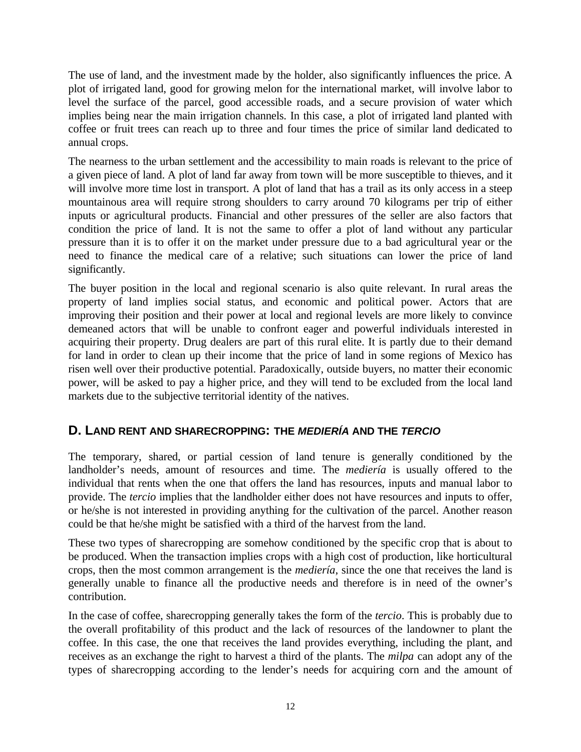The use of land, and the investment made by the holder, also significantly influences the price. A plot of irrigated land, good for growing melon for the international market, will involve labor to level the surface of the parcel, good accessible roads, and a secure provision of water which implies being near the main irrigation channels. In this case, a plot of irrigated land planted with coffee or fruit trees can reach up to three and four times the price of similar land dedicated to annual crops.

The nearness to the urban settlement and the accessibility to main roads is relevant to the price of a given piece of land. A plot of land far away from town will be more susceptible to thieves, and it will involve more time lost in transport. A plot of land that has a trail as its only access in a steep mountainous area will require strong shoulders to carry around 70 kilograms per trip of either inputs or agricultural products. Financial and other pressures of the seller are also factors that condition the price of land. It is not the same to offer a plot of land without any particular pressure than it is to offer it on the market under pressure due to a bad agricultural year or the need to finance the medical care of a relative; such situations can lower the price of land significantly.

The buyer position in the local and regional scenario is also quite relevant. In rural areas the property of land implies social status, and economic and political power. Actors that are improving their position and their power at local and regional levels are more likely to convince demeaned actors that will be unable to confront eager and powerful individuals interested in acquiring their property. Drug dealers are part of this rural elite. It is partly due to their demand for land in order to clean up their income that the price of land in some regions of Mexico has risen well over their productive potential. Paradoxically, outside buyers, no matter their economic power, will be asked to pay a higher price, and they will tend to be excluded from the local land markets due to the subjective territorial identity of the natives.

## D. LAND RENT AND SHARECROPPING: THE *MEDIERÍA* AND THE *TERCIO*

The temporary, shared, or partial cession of land tenure is generally conditioned by the landholder's needs, amount of resources and time. The *mediería* is usually offered to the individual that rents when the one that offers the land has resources, inputs and manual labor to provide. The *tercio* implies that the landholder either does not have resources and inputs to offer, or he/she is not interested in providing anything for the cultivation of the parcel. Another reason could be that he/she might be satisfied with a third of the harvest from the land.

These two types of sharecropping are somehow conditioned by the specific crop that is about to be produced. When the transaction implies crops with a high cost of production, like horticultural crops, then the most common arrangement is the *mediería*, since the one that receives the land is generally unable to finance all the productive needs and therefore is in need of the owner's contribution.

In the case of coffee, sharecropping generally takes the form of the *tercio*. This is probably due to the overall profitability of this product and the lack of resources of the landowner to plant the coffee. In this case, the one that receives the land provides everything, including the plant, and receives as an exchange the right to harvest a third of the plants. The *milpa* can adopt any of the types of sharecropping according to the lender's needs for acquiring corn and the amount of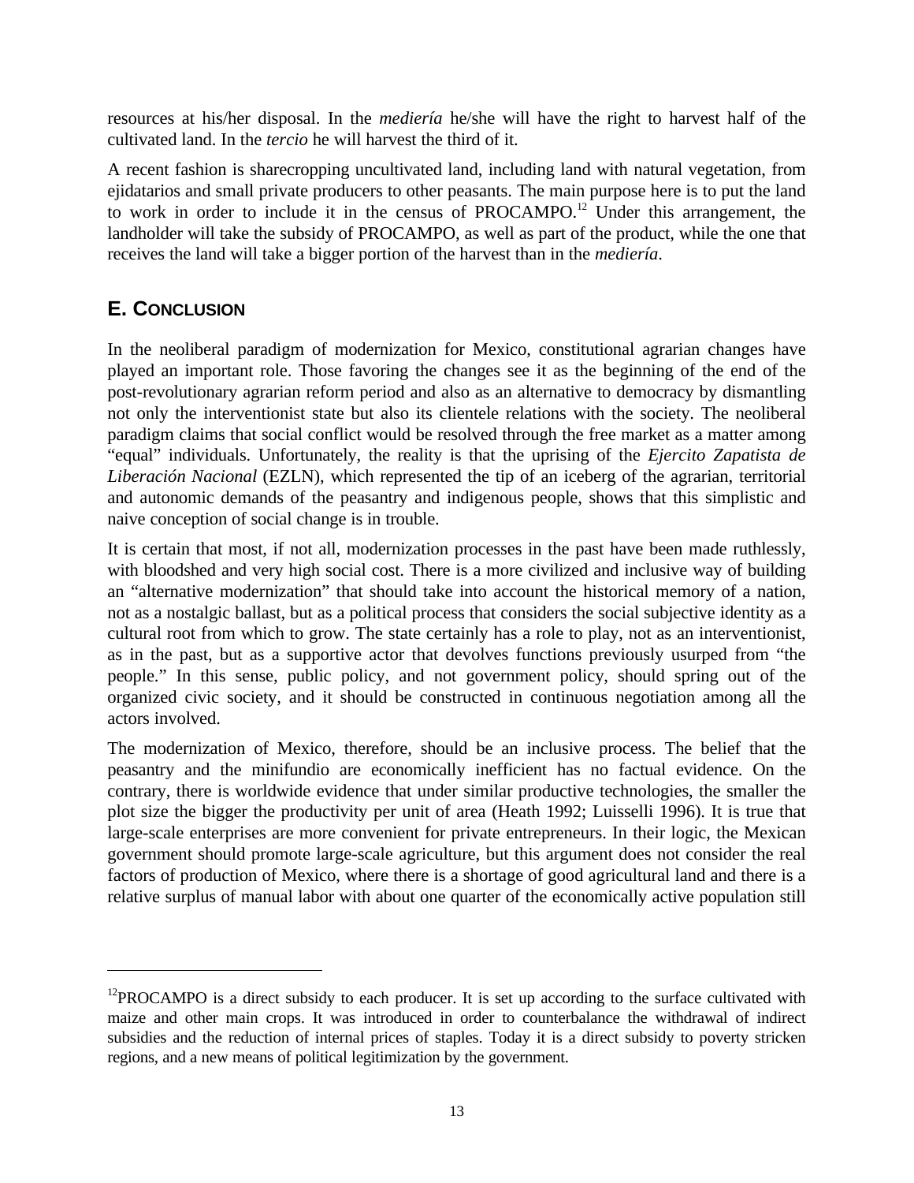resources at his/her disposal. In the *mediería* he/she will have the right to harvest half of the cultivated land. In the *tercio* he will harvest the third of it.

A recent fashion is sharecropping uncultivated land, including land with natural vegetation, from ejidatarios and small private producers to other peasants. The main purpose here is to put the land to work in order to include it in the census of PROCAMPO.[12] Under this arrangement, the landholder will take the subsidy of PROCAMPO, as well as part of the product, while the one that receives the land will take a bigger portion of the harvest than in the *mediería*.

## E. CONCLUSION

In the neoliberal paradigm of modernization for Mexico, constitutional agrarian changes have played an important role. Those favoring the changes see it as the beginning of the end of the post-revolutionary agrarian reform period and also as an alternative to democracy by dismantling not only the interventionist state but also its clientele relations with the society. The neoliberal paradigm claims that social conflict would be resolved through the free market as a matter among "equal" individuals. Unfortunately, the reality is that the uprising of the *Ejercito Zapatista de Liberación Nacional* (EZLN), which represented the tip of an iceberg of the agrarian, territorial and autonomic demands of the peasantry and indigenous people, shows that this simplistic and naive conception of social change is in trouble.

It is certain that most, if not all, modernization processes in the past have been made ruthlessly, with bloodshed and very high social cost. There is a more civilized and inclusive way of building an "alternative modernization" that should take into account the historical memory of a nation, not as a nostalgic ballast, but as a political process that considers the social subjective identity as a cultural root from which to grow. The state certainly has a role to play, not as an interventionist, as in the past, but as a supportive actor that devolves functions previously usurped from "the people." In this sense, public policy, and not government policy, should spring out of the organized civic society, and it should be constructed in continuous negotiation among all the actors involved.

The modernization of Mexico, therefore, should be an inclusive process. The belief that the peasantry and the minifundio are economically inefficient has no factual evidence. On the contrary, there is worldwide evidence that under similar productive technologies, the smaller the plot size the bigger the productivity per unit of area (Heath 1992; Luisselli 1996). It is true that large-scale enterprises are more convenient for private entrepreneurs. In their logic, the Mexican government should promote large-scale agriculture, but this argument does not consider the real factors of production of Mexico, where there is a shortage of good agricultural land and there is a relative surplus of manual labor with about one quarter of the economically active population still

---

[12] PROCAMPO is a direct subsidy to each producer. It is set up according to the surface cultivated with maize and other main crops. It was introduced in order to counterbalance the withdrawal of indirect subsidies and the reduction of internal prices of staples. Today it is a direct subsidy to poverty stricken regions, and a new means of political legitimization by the government.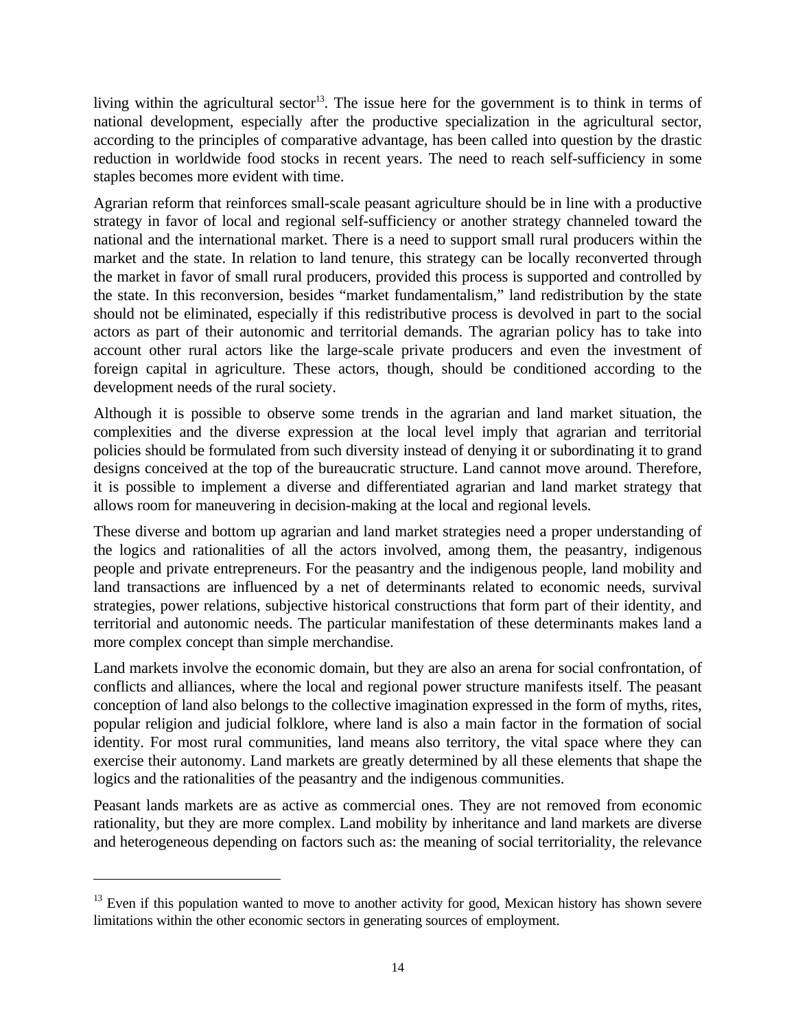living within the agricultural sector[13]. The issue here for the government is to think in terms of national development, especially after the productive specialization in the agricultural sector, according to the principles of comparative advantage, has been called into question by the drastic reduction in worldwide food stocks in recent years. The need to reach self-sufficiency in some staples becomes more evident with time.

Agrarian reform that reinforces small-scale peasant agriculture should be in line with a productive strategy in favor of local and regional self-sufficiency or another strategy channeled toward the national and the international market. There is a need to support small rural producers within the market and the state. In relation to land tenure, this strategy can be locally reconverted through the market in favor of small rural producers, provided this process is supported and controlled by the state. In this reconversion, besides "market fundamentalism," land redistribution by the state should not be eliminated, especially if this redistributive process is devolved in part to the social actors as part of their autonomic and territorial demands. The agrarian policy has to take into account other rural actors like the large-scale private producers and even the investment of foreign capital in agriculture. These actors, though, should be conditioned according to the development needs of the rural society.

Although it is possible to observe some trends in the agrarian and land market situation, the complexities and the diverse expression at the local level imply that agrarian and territorial policies should be formulated from such diversity instead of denying it or subordinating it to grand designs conceived at the top of the bureaucratic structure. Land cannot move around. Therefore, it is possible to implement a diverse and differentiated agrarian and land market strategy that allows room for maneuvering in decision-making at the local and regional levels.

These diverse and bottom up agrarian and land market strategies need a proper understanding of the logics and rationalities of all the actors involved, among them, the peasantry, indigenous people and private entrepreneurs. For the peasantry and the indigenous people, land mobility and land transactions are influenced by a net of determinants related to economic needs, survival strategies, power relations, subjective historical constructions that form part of their identity, and territorial and autonomic needs. The particular manifestation of these determinants makes land a more complex concept than simple merchandise.

Land markets involve the economic domain, but they are also an arena for social confrontation, of conflicts and alliances, where the local and regional power structure manifests itself. The peasant conception of land also belongs to the collective imagination expressed in the form of myths, rites, popular religion and judicial folklore, where land is also a main factor in the formation of social identity. For most rural communities, land means also territory, the vital space where they can exercise their autonomy. Land markets are greatly determined by all these elements that shape the logics and the rationalities of the peasantry and the indigenous communities.

Peasant lands markets are as active as commercial ones. They are not removed from economic rationality, but they are more complex. Land mobility by inheritance and land markets are diverse and heterogeneous depending on factors such as: the meaning of social territoriality, the relevance

---

[13] Even if this population wanted to move to another activity for good, Mexican history has shown severe limitations within the other economic sectors in generating sources of employment.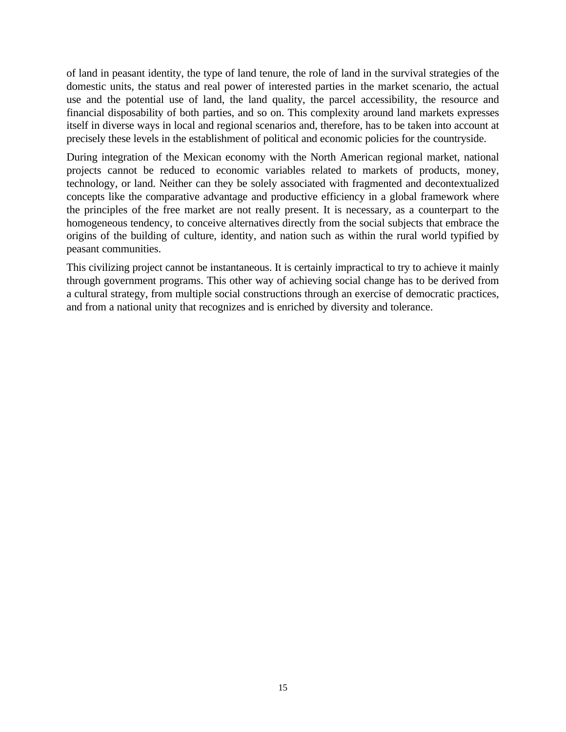of land in peasant identity, the type of land tenure, the role of land in the survival strategies of the domestic units, the status and real power of interested parties in the market scenario, the actual use and the potential use of land, the land quality, the parcel accessibility, the resource and financial disposability of both parties, and so on. This complexity around land markets expresses itself in diverse ways in local and regional scenarios and, therefore, has to be taken into account at precisely these levels in the establishment of political and economic policies for the countryside.

During integration of the Mexican economy with the North American regional market, national projects cannot be reduced to economic variables related to markets of products, money, technology, or land. Neither can they be solely associated with fragmented and decontextualized concepts like the comparative advantage and productive efficiency in a global framework where the principles of the free market are not really present. It is necessary, as a counterpart to the homogeneous tendency, to conceive alternatives directly from the social subjects that embrace the origins of the building of culture, identity, and nation such as within the rural world typified by peasant communities.

This civilizing project cannot be instantaneous. It is certainly impractical to try to achieve it mainly through government programs. This other way of achieving social change has to be derived from a cultural strategy, from multiple social constructions through an exercise of democratic practices, and from a national unity that recognizes and is enriched by diversity and tolerance.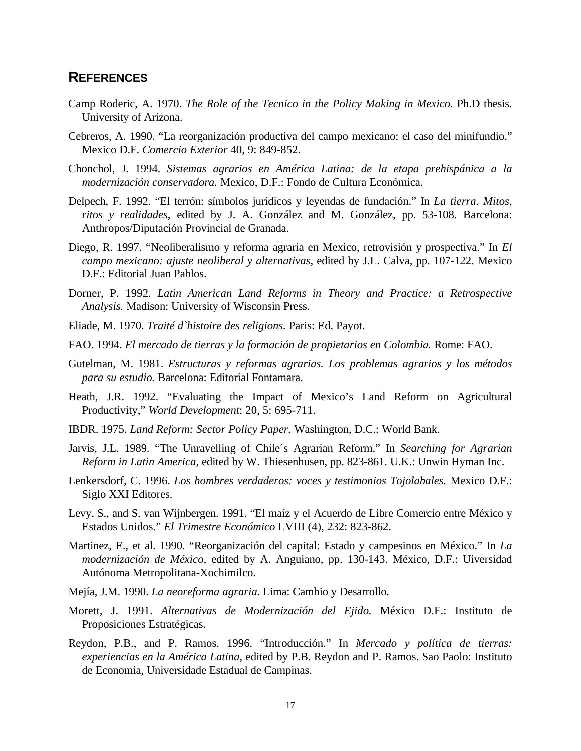## REFERENCES

Camp Roderic, A. 1970. *The Role of the Tecnico in the Policy Making in Mexico.* Ph.D thesis. University of Arizona.

Cebreros, A. 1990. "La reorganización productiva del campo mexicano: el caso del minifundio." Mexico D.F. *Comercio Exterior* 40, 9: 849-852.

Chonchol, J. 1994. *Sistemas agrarios en América Latina: de la etapa prehispánica a la modernización conservadora.* Mexico, D.F.: Fondo de Cultura Económica.

Delpech, F. 1992. "El terrón: símbolos jurídicos y leyendas de fundación." In *La tierra. Mitos, ritos y realidades*, edited by J. A. González and M. González, pp. 53-108. Barcelona: Anthropos/Diputación Provincial de Granada.

Diego, R. 1997. "Neoliberalismo y reforma agraria en Mexico, retrovisión y prospectiva." In *El campo mexicano: ajuste neoliberal y alternativas*, edited by J.L. Calva, pp. 107-122. Mexico D.F.: Editorial Juan Pablos.

Dorner, P. 1992. *Latin American Land Reforms in Theory and Practice: a Retrospective Analysis.* Madison: University of Wisconsin Press.

Eliade, M. 1970. *Traité d`histoire des religions.* Paris: Ed. Payot.

FAO. 1994. *El mercado de tierras y la formación de propietarios en Colombia.* Rome: FAO.

Gutelman, M. 1981. *Estructuras y reformas agrarias. Los problemas agrarios y los métodos para su estudio.* Barcelona: Editorial Fontamara.

Heath, J.R. 1992. "Evaluating the Impact of Mexico's Land Reform on Agricultural Productivity," *World Development*: 20, 5: 695-711.

IBDR. 1975. *Land Reform: Sector Policy Paper.* Washington, D.C.: World Bank.

Jarvis, J.L. 1989. "The Unravelling of Chile´s Agrarian Reform." In *Searching for Agrarian Reform in Latin America*, edited by W. Thiesenhusen, pp. 823-861. U.K.: Unwin Hyman Inc.

Lenkersdorf, C. 1996. *Los hombres verdaderos: voces y testimonios Tojolabales.* Mexico D.F.: Siglo XXI Editores.

Levy, S., and S. van Wijnbergen. 1991. "El maíz y el Acuerdo de Libre Comercio entre México y Estados Unidos." *El Trimestre Económico* LVIII (4), 232: 823-862.

Martinez, E., et al. 1990. "Reorganización del capital: Estado y campesinos en México." In *La modernización de México*, edited by A. Anguiano, pp. 130-143. México, D.F.: Uiversidad Autónoma Metropolitana-Xochimilco.

Mejía, J.M. 1990. *La neoreforma agraria.* Lima: Cambio y Desarrollo.

Morett, J. 1991. *Alternativas de Modernización del Ejido.* México D.F.: Instituto de Proposiciones Estratégicas.

Reydon, P.B., and P. Ramos. 1996. "Introducción." In *Mercado y política de tierras: experiencias en la América Latina*, edited by P.B. Reydon and P. Ramos. Sao Paolo: Instituto de Economia, Universidade Estadual de Campinas.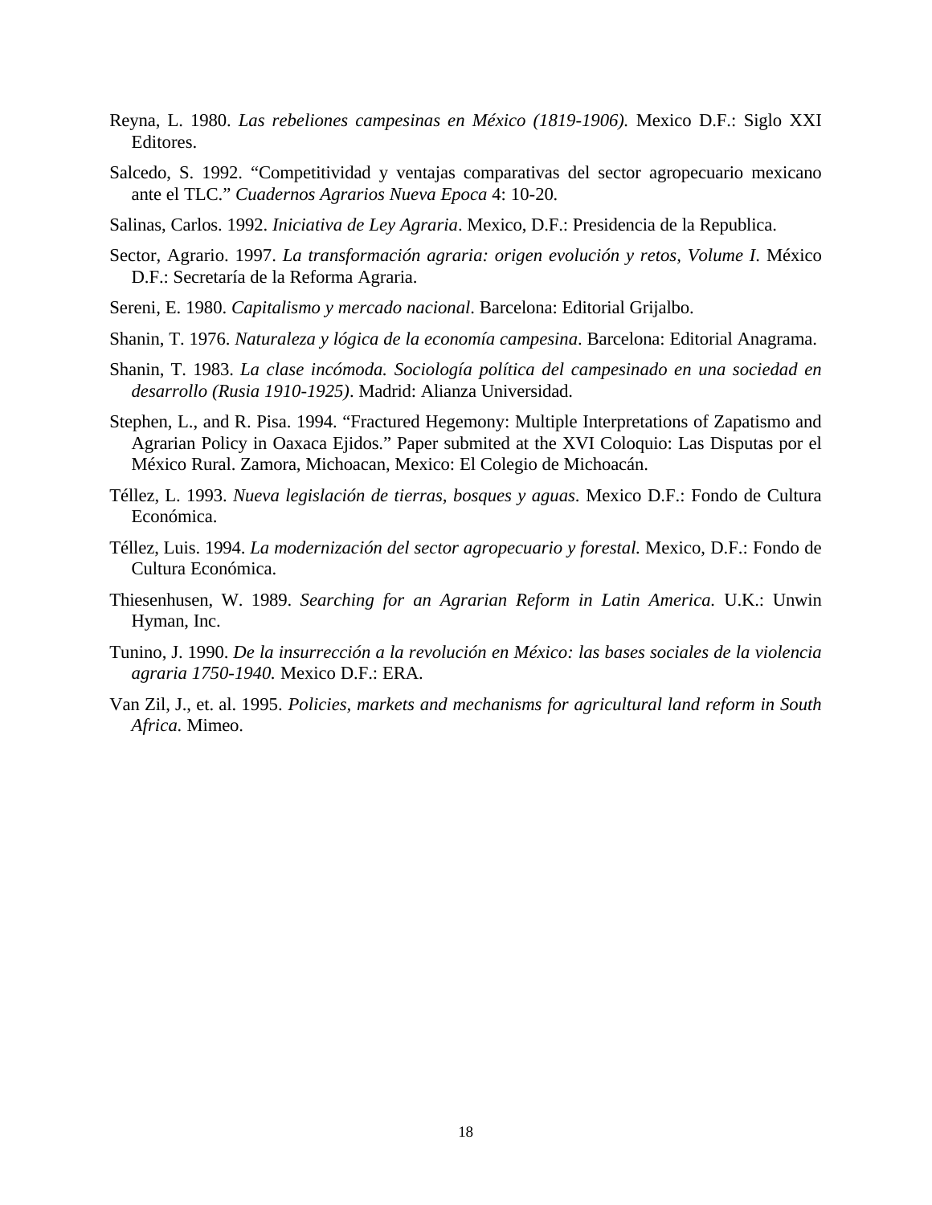Reyna, L. 1980. *Las rebeliones campesinas en México (1819-1906).* Mexico D.F.: Siglo XXI Editores.

Salcedo, S. 1992. "Competitividad y ventajas comparativas del sector agropecuario mexicano ante el TLC." *Cuadernos Agrarios Nueva Epoca* 4: 10-20.

Salinas, Carlos. 1992. *Iniciativa de Ley Agraria*. Mexico, D.F.: Presidencia de la Republica.

Sector, Agrario. 1997. *La transformación agraria: origen evolución y retos, Volume I*. México D.F.: Secretaría de la Reforma Agraria.

Sereni, E. 1980. *Capitalismo y mercado nacional*. Barcelona: Editorial Grijalbo.

Shanin, T. 1976. *Naturaleza y lógica de la economía campesina*. Barcelona: Editorial Anagrama.

Shanin, T. 1983. *La clase incómoda. Sociología política del campesinado en una sociedad en desarrollo (Rusia 1910-1925)*. Madrid: Alianza Universidad.

Stephen, L., and R. Pisa. 1994. "Fractured Hegemony: Multiple Interpretations of Zapatismo and Agrarian Policy in Oaxaca Ejidos." Paper submited at the XVI Coloquio: Las Disputas por el México Rural. Zamora, Michoacan, Mexico: El Colegio de Michoacán.

Téllez, L. 1993. *Nueva legislación de tierras, bosques y aguas*. Mexico D.F.: Fondo de Cultura Económica.

Téllez, Luis. 1994. *La modernización del sector agropecuario y forestal.* Mexico, D.F.: Fondo de Cultura Económica.

Thiesenhusen, W. 1989. *Searching for an Agrarian Reform in Latin America.* U.K.: Unwin Hyman, Inc.

Tunino, J. 1990. *De la insurrección a la revolución en México: las bases sociales de la violencia agraria 1750-1940.* Mexico D.F.: ERA.

Van Zil, J., et. al. 1995. *Policies, markets and mechanisms for agricultural land reform in South Africa.* Mimeo.